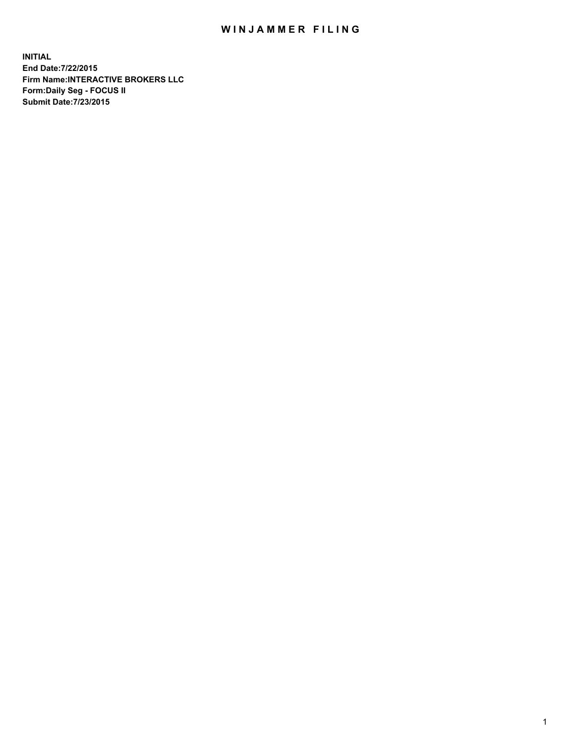# WINJAMMER FILING

**INITIAL**
**End Date:7/22/2015**
**Firm Name:INTERACTIVE BROKERS LLC**
**Form:Daily Seg - FOCUS II**
**Submit Date:7/23/2015**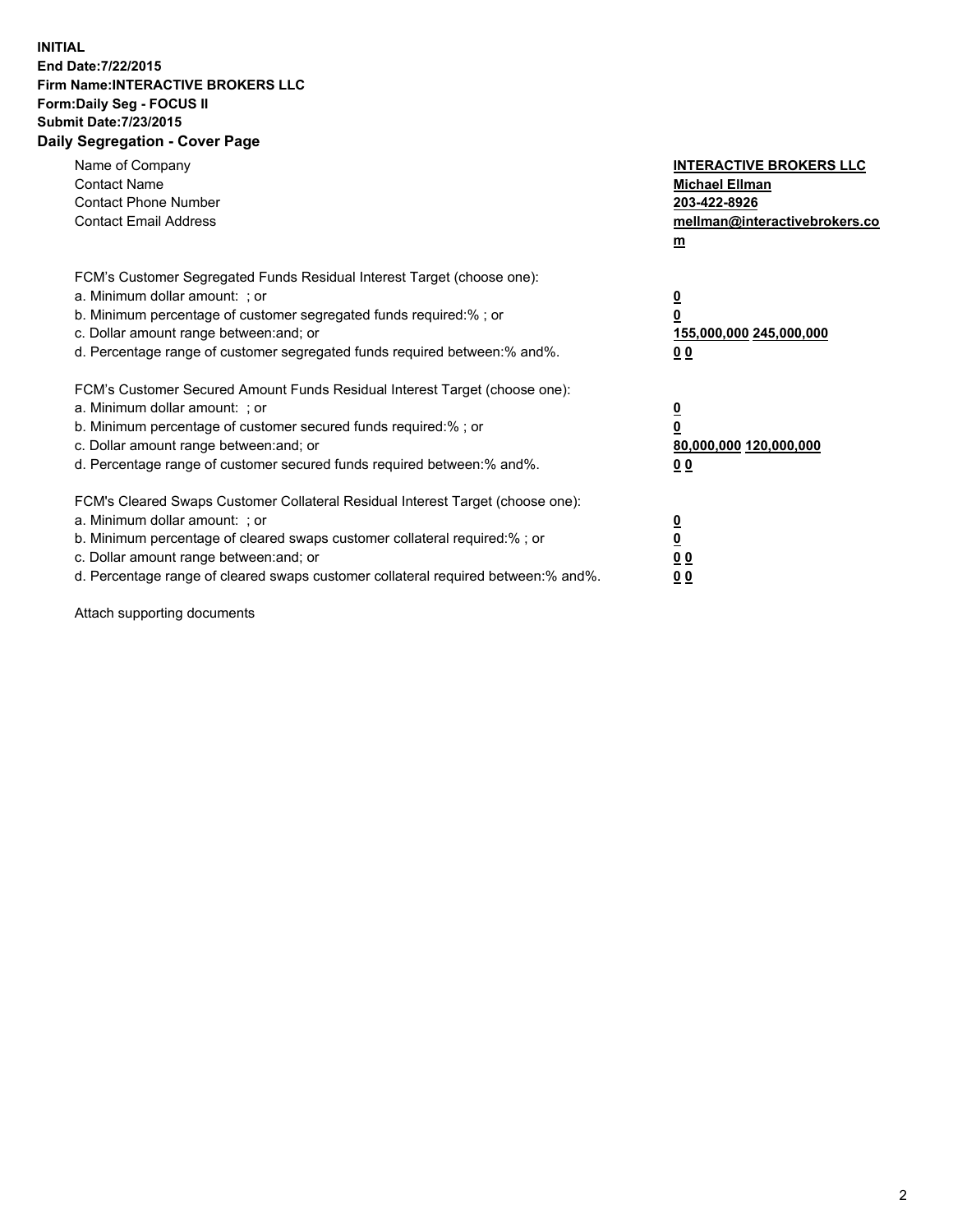**INITIAL**
**End Date:7/22/2015**
**Firm Name:INTERACTIVE BROKERS LLC**
**Form:Daily Seg - FOCUS II**
**Submit Date:7/23/2015**
**Daily Segregation - Cover Page**

| | |
|---|---|
| Name of Company | **INTERACTIVE BROKERS LLC** |
| Contact Name | **Michael Ellman** |
| Contact Phone Number | **203-422-8926** |
| Contact Email Address | **mellman@interactivebrokers.com** |

FCM's Customer Segregated Funds Residual Interest Target (choose one):

| | |
|---|---|
| a. Minimum dollar amount: ; or | **0** |
| b. Minimum percentage of customer segregated funds required:% ; or | **0** |
| c. Dollar amount range between:and; or | **155,000,000 245,000,000** |
| d. Percentage range of customer segregated funds required between:% and%. | **0 0** |

FCM's Customer Secured Amount Funds Residual Interest Target (choose one):

| | |
|---|---|
| a. Minimum dollar amount: ; or | **0** |
| b. Minimum percentage of customer secured funds required:% ; or | **0** |
| c. Dollar amount range between:and; or | **80,000,000 120,000,000** |
| d. Percentage range of customer secured funds required between:% and%. | **0 0** |

FCM's Cleared Swaps Customer Collateral Residual Interest Target (choose one):

| | |
|---|---|
| a. Minimum dollar amount: ; or | **0** |
| b. Minimum percentage of cleared swaps customer collateral required:% ; or | **0** |
| c. Dollar amount range between:and; or | **0 0** |
| d. Percentage range of cleared swaps customer collateral required between:% and%. | **0 0** |

Attach supporting documents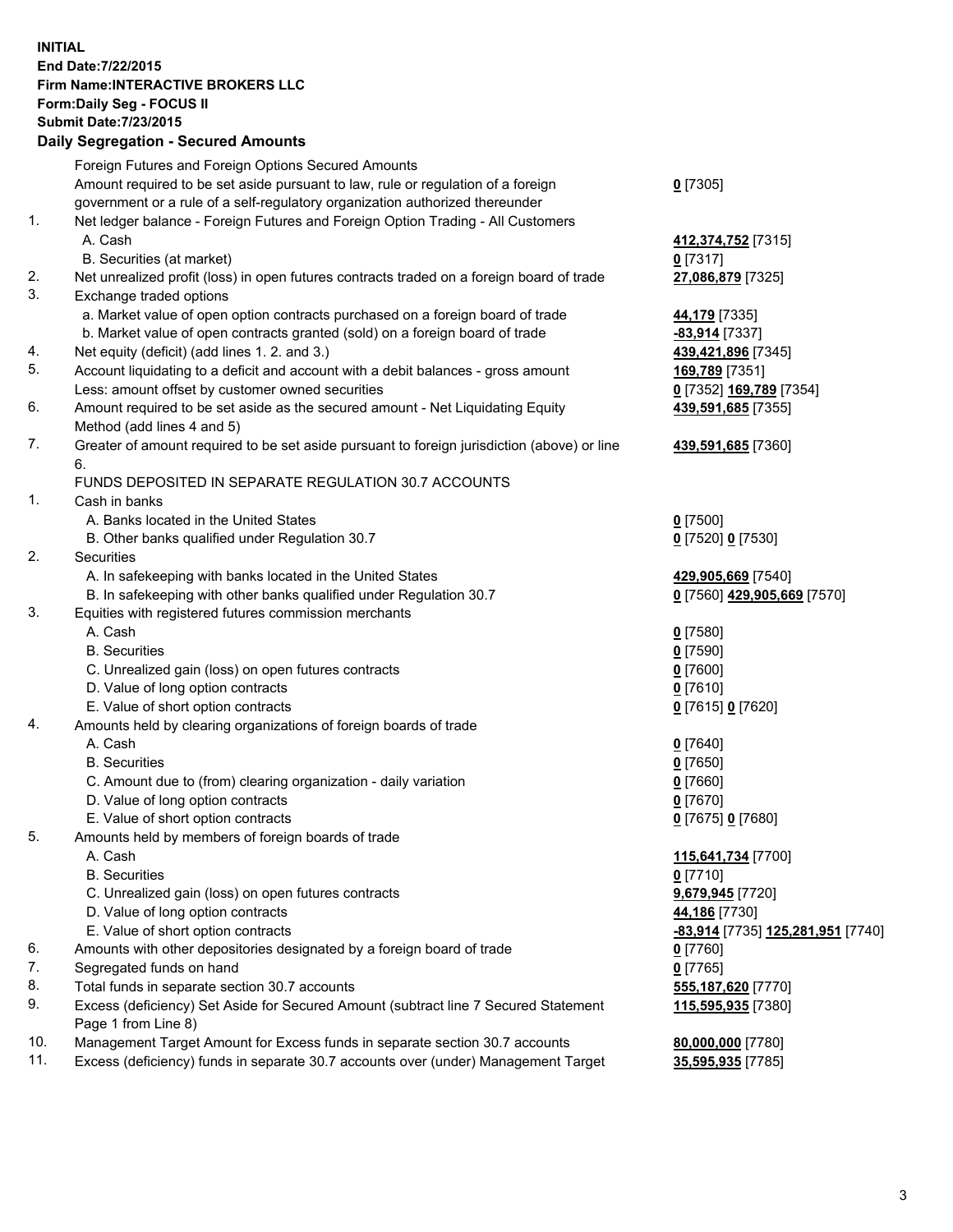**INITIAL**
**End Date:7/22/2015**
**Firm Name:INTERACTIVE BROKERS LLC**
**Form:Daily Seg - FOCUS II**
**Submit Date:7/23/2015**

## Daily Segregation - Secured Amounts

| | | |
|---|---|---|
| | Foreign Futures and Foreign Options Secured Amounts | |
| | Amount required to be set aside pursuant to law, rule or regulation of a foreign government or a rule of a self-regulatory organization authorized thereunder | **0** [7305] |
| 1. | Net ledger balance - Foreign Futures and Foreign Option Trading - All Customers | |
| | A. Cash | **412,374,752** [7315] |
| | B. Securities (at market) | **0** [7317] |
| 2. | Net unrealized profit (loss) in open futures contracts traded on a foreign board of trade | **27,086,879** [7325] |
| 3. | Exchange traded options | |
| | a. Market value of open option contracts purchased on a foreign board of trade | **44,179** [7335] |
| | b. Market value of open contracts granted (sold) on a foreign board of trade | **-83,914** [7337] |
| 4. | Net equity (deficit) (add lines 1. 2. and 3.) | **439,421,896** [7345] |
| 5. | Account liquidating to a deficit and account with a debit balances - gross amount | **169,789** [7351] |
| | Less: amount offset by customer owned securities | **0** [7352] **169,789** [7354] |
| 6. | Amount required to be set aside as the secured amount - Net Liquidating Equity Method (add lines 4 and 5) | **439,591,685** [7355] |
| 7. | Greater of amount required to be set aside pursuant to foreign jurisdiction (above) or line 6. | **439,591,685** [7360] |
| | FUNDS DEPOSITED IN SEPARATE REGULATION 30.7 ACCOUNTS | |
| 1. | Cash in banks | |
| | A. Banks located in the United States | **0** [7500] |
| | B. Other banks qualified under Regulation 30.7 | **0** [7520] **0** [7530] |
| 2. | Securities | |
| | A. In safekeeping with banks located in the United States | **429,905,669** [7540] |
| | B. In safekeeping with other banks qualified under Regulation 30.7 | **0** [7560] **429,905,669** [7570] |
| 3. | Equities with registered futures commission merchants | |
| | A. Cash | **0** [7580] |
| | B. Securities | **0** [7590] |
| | C. Unrealized gain (loss) on open futures contracts | **0** [7600] |
| | D. Value of long option contracts | **0** [7610] |
| | E. Value of short option contracts | **0** [7615] **0** [7620] |
| 4. | Amounts held by clearing organizations of foreign boards of trade | |
| | A. Cash | **0** [7640] |
| | B. Securities | **0** [7650] |
| | C. Amount due to (from) clearing organization - daily variation | **0** [7660] |
| | D. Value of long option contracts | **0** [7670] |
| | E. Value of short option contracts | **0** [7675] **0** [7680] |
| 5. | Amounts held by members of foreign boards of trade | |
| | A. Cash | **115,641,734** [7700] |
| | B. Securities | **0** [7710] |
| | C. Unrealized gain (loss) on open futures contracts | **9,679,945** [7720] |
| | D. Value of long option contracts | **44,186** [7730] |
| | E. Value of short option contracts | **-83,914** [7735] **125,281,951** [7740] |
| 6. | Amounts with other depositories designated by a foreign board of trade | **0** [7760] |
| 7. | Segregated funds on hand | **0** [7765] |
| 8. | Total funds in separate section 30.7 accounts | **555,187,620** [7770] |
| 9. | Excess (deficiency) Set Aside for Secured Amount (subtract line 7 Secured Statement Page 1 from Line 8) | **115,595,935** [7380] |
| 10. | Management Target Amount for Excess funds in separate section 30.7 accounts | **80,000,000** [7780] |
| 11. | Excess (deficiency) funds in separate 30.7 accounts over (under) Management Target | **35,595,935** [7785] |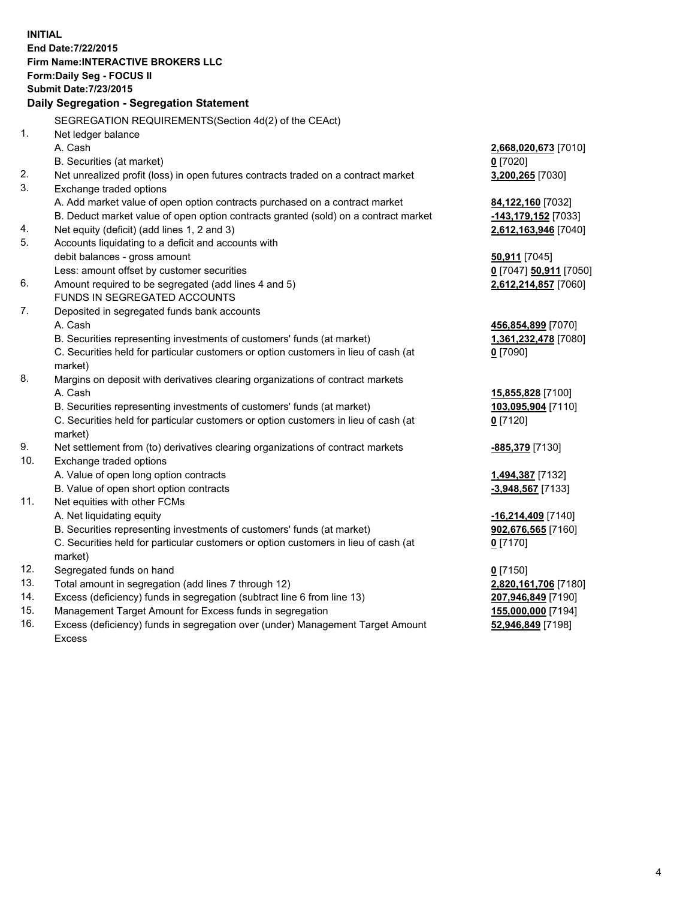**INITIAL**
**End Date:7/22/2015**
**Firm Name:INTERACTIVE BROKERS LLC**
**Form:Daily Seg - FOCUS II**
**Submit Date:7/23/2015**

## Daily Segregation - Segregation Statement

| | | |
|---|---|---|
| | SEGREGATION REQUIREMENTS(Section 4d(2) of the CEAct) | |
| 1. | Net ledger balance | |
| | A. Cash | **2,668,020,673** [7010] |
| | B. Securities (at market) | **0** [7020] |
| 2. | Net unrealized profit (loss) in open futures contracts traded on a contract market | **3,200,265** [7030] |
| 3. | Exchange traded options | |
| | A. Add market value of open option contracts purchased on a contract market | **84,122,160** [7032] |
| | B. Deduct market value of open option contracts granted (sold) on a contract market | **-143,179,152** [7033] |
| 4. | Net equity (deficit) (add lines 1, 2 and 3) | **2,612,163,946** [7040] |
| 5. | Accounts liquidating to a deficit and accounts with | |
| | debit balances - gross amount | **50,911** [7045] |
| | Less: amount offset by customer securities | **0** [7047] **50,911** [7050] |
| 6. | Amount required to be segregated (add lines 4 and 5) | **2,612,214,857** [7060] |
| | FUNDS IN SEGREGATED ACCOUNTS | |
| 7. | Deposited in segregated funds bank accounts | |
| | A. Cash | **456,854,899** [7070] |
| | B. Securities representing investments of customers' funds (at market) | **1,361,232,478** [7080] |
| | C. Securities held for particular customers or option customers in lieu of cash (at market) | **0** [7090] |
| 8. | Margins on deposit with derivatives clearing organizations of contract markets | |
| | A. Cash | **15,855,828** [7100] |
| | B. Securities representing investments of customers' funds (at market) | **103,095,904** [7110] |
| | C. Securities held for particular customers or option customers in lieu of cash (at market) | **0** [7120] |
| 9. | Net settlement from (to) derivatives clearing organizations of contract markets | **-885,379** [7130] |
| 10. | Exchange traded options | |
| | A. Value of open long option contracts | **1,494,387** [7132] |
| | B. Value of open short option contracts | **-3,948,567** [7133] |
| 11. | Net equities with other FCMs | |
| | A. Net liquidating equity | **-16,214,409** [7140] |
| | B. Securities representing investments of customers' funds (at market) | **902,676,565** [7160] |
| | C. Securities held for particular customers or option customers in lieu of cash (at market) | **0** [7170] |
| 12. | Segregated funds on hand | **0** [7150] |
| 13. | Total amount in segregation (add lines 7 through 12) | **2,820,161,706** [7180] |
| 14. | Excess (deficiency) funds in segregation (subtract line 6 from line 13) | **207,946,849** [7190] |
| 15. | Management Target Amount for Excess funds in segregation | **155,000,000** [7194] |
| 16. | Excess (deficiency) funds in segregation over (under) Management Target Amount Excess | **52,946,849** [7198] |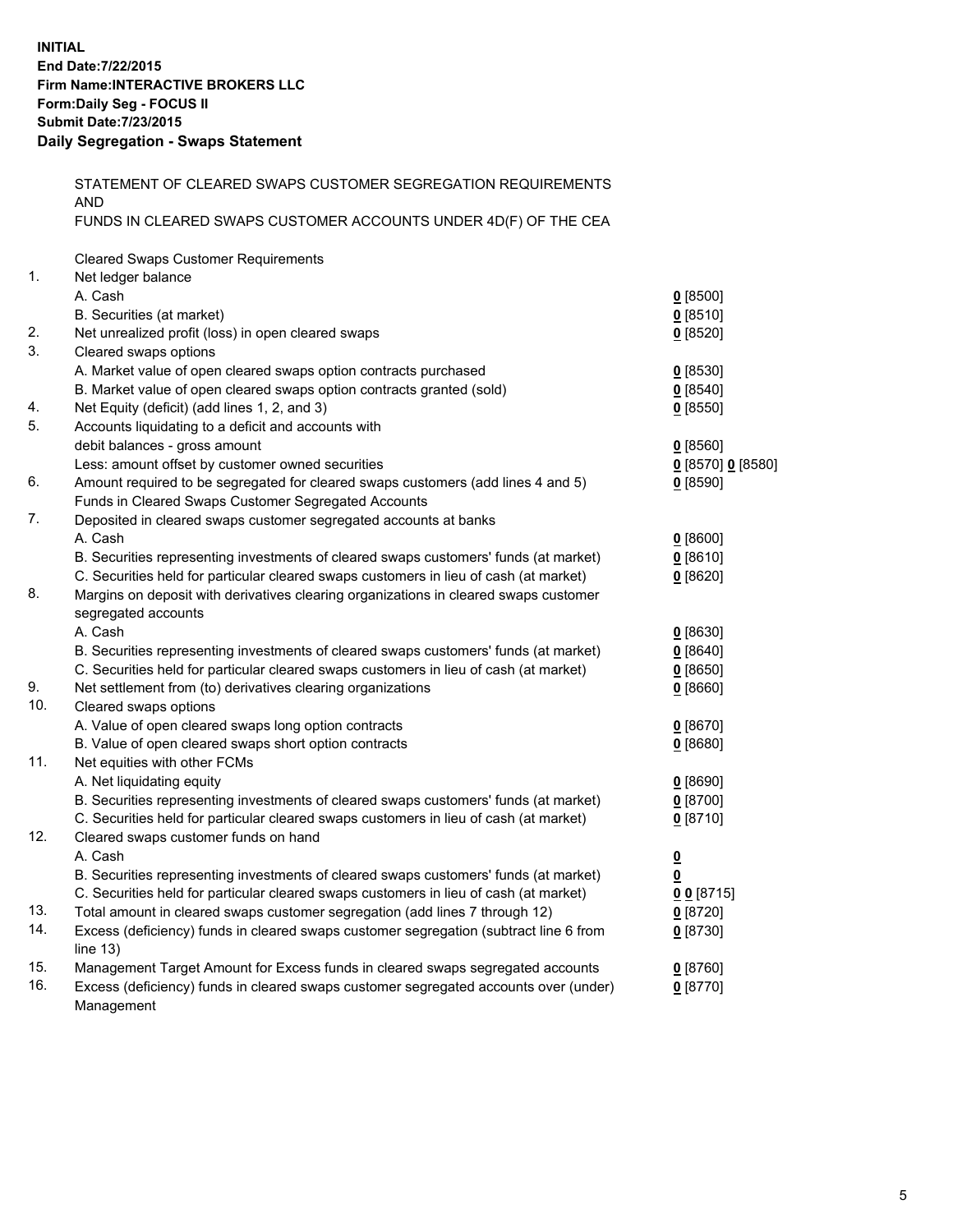**INITIAL**
**End Date:7/22/2015**
**Firm Name:INTERACTIVE BROKERS LLC**
**Form:Daily Seg - FOCUS II**
**Submit Date:7/23/2015**
**Daily Segregation - Swaps Statement**

STATEMENT OF CLEARED SWAPS CUSTOMER SEGREGATION REQUIREMENTS AND FUNDS IN CLEARED SWAPS CUSTOMER ACCOUNTS UNDER 4D(F) OF THE CEA

| | | |
|---|---|---|
| | Cleared Swaps Customer Requirements | |
| 1. | Net ledger balance | |
| | A. Cash | 0 [8500] |
| | B. Securities (at market) | 0 [8510] |
| 2. | Net unrealized profit (loss) in open cleared swaps | 0 [8520] |
| 3. | Cleared swaps options | |
| | A. Market value of open cleared swaps option contracts purchased | 0 [8530] |
| | B. Market value of open cleared swaps option contracts granted (sold) | 0 [8540] |
| 4. | Net Equity (deficit) (add lines 1, 2, and 3) | 0 [8550] |
| 5. | Accounts liquidating to a deficit and accounts with debit balances - gross amount | 0 [8560] |
| | Less: amount offset by customer owned securities | 0 [8570] 0 [8580] |
| 6. | Amount required to be segregated for cleared swaps customers (add lines 4 and 5) | 0 [8590] |
| | Funds in Cleared Swaps Customer Segregated Accounts | |
| 7. | Deposited in cleared swaps customer segregated accounts at banks | |
| | A. Cash | 0 [8600] |
| | B. Securities representing investments of cleared swaps customers' funds (at market) | 0 [8610] |
| | C. Securities held for particular cleared swaps customers in lieu of cash (at market) | 0 [8620] |
| 8. | Margins on deposit with derivatives clearing organizations in cleared swaps customer segregated accounts | |
| | A. Cash | 0 [8630] |
| | B. Securities representing investments of cleared swaps customers' funds (at market) | 0 [8640] |
| | C. Securities held for particular cleared swaps customers in lieu of cash (at market) | 0 [8650] |
| 9. | Net settlement from (to) derivatives clearing organizations | 0 [8660] |
| 10. | Cleared swaps options | |
| | A. Value of open cleared swaps long option contracts | 0 [8670] |
| | B. Value of open cleared swaps short option contracts | 0 [8680] |
| 11. | Net equities with other FCMs | |
| | A. Net liquidating equity | 0 [8690] |
| | B. Securities representing investments of cleared swaps customers' funds (at market) | 0 [8700] |
| | C. Securities held for particular cleared swaps customers in lieu of cash (at market) | 0 [8710] |
| 12. | Cleared swaps customer funds on hand | |
| | A. Cash | 0 |
| | B. Securities representing investments of cleared swaps customers' funds (at market) | 0 |
| | C. Securities held for particular cleared swaps customers in lieu of cash (at market) | 0 0 [8715] |
| 13. | Total amount in cleared swaps customer segregation (add lines 7 through 12) | 0 [8720] |
| 14. | Excess (deficiency) funds in cleared swaps customer segregation (subtract line 6 from line 13) | 0 [8730] |
| 15. | Management Target Amount for Excess funds in cleared swaps segregated accounts | 0 [8760] |
| 16. | Excess (deficiency) funds in cleared swaps customer segregated accounts over (under) Management | 0 [8770] |